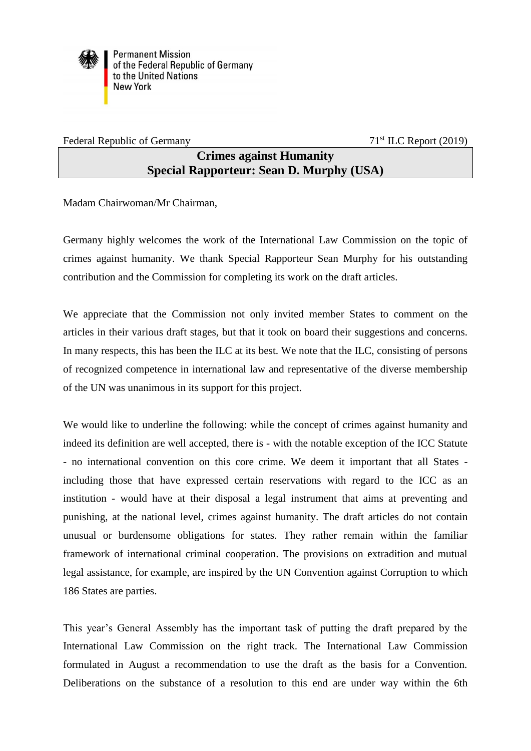Permanent Mission
of the Federal Republic of Germany
to the United Nations
New York

Federal Republic of Germany | 71st ILC Report (2019)

## Crimes against Humanity
## Special Rapporteur: Sean D. Murphy (USA)

Madam Chairwoman/Mr Chairman,

Germany highly welcomes the work of the International Law Commission on the topic of crimes against humanity. We thank Special Rapporteur Sean Murphy for his outstanding contribution and the Commission for completing its work on the draft articles.

We appreciate that the Commission not only invited member States to comment on the articles in their various draft stages, but that it took on board their suggestions and concerns. In many respects, this has been the ILC at its best. We note that the ILC, consisting of persons of recognized competence in international law and representative of the diverse membership of the UN was unanimous in its support for this project.

We would like to underline the following: while the concept of crimes against humanity and indeed its definition are well accepted, there is - with the notable exception of the ICC Statute - no international convention on this core crime. We deem it important that all States - including those that have expressed certain reservations with regard to the ICC as an institution - would have at their disposal a legal instrument that aims at preventing and punishing, at the national level, crimes against humanity. The draft articles do not contain unusual or burdensome obligations for states. They rather remain within the familiar framework of international criminal cooperation. The provisions on extradition and mutual legal assistance, for example, are inspired by the UN Convention against Corruption to which 186 States are parties.

This year's General Assembly has the important task of putting the draft prepared by the International Law Commission on the right track. The International Law Commission formulated in August a recommendation to use the draft as the basis for a Convention. Deliberations on the substance of a resolution to this end are under way within the 6th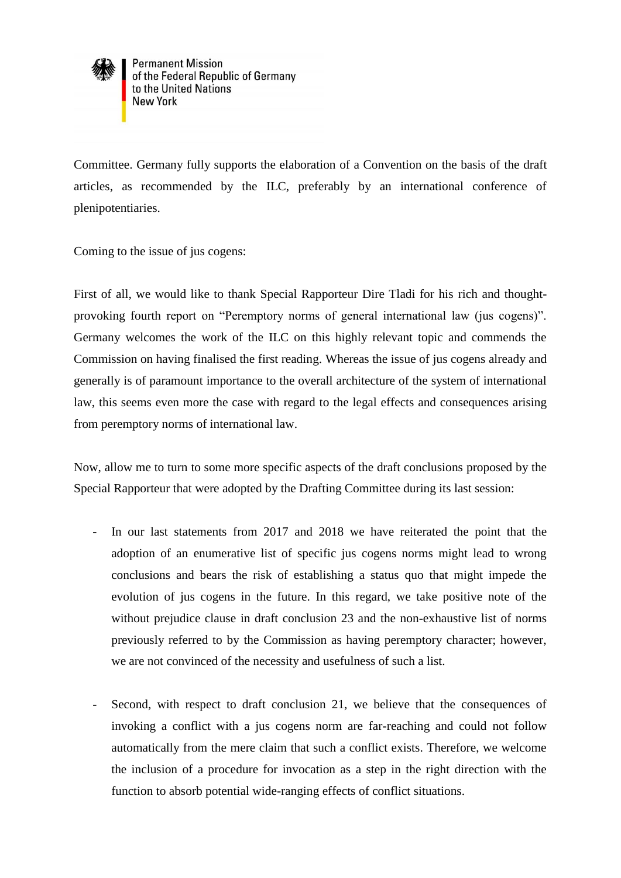Committee. Germany fully supports the elaboration of a Convention on the basis of the draft articles, as recommended by the ILC, preferably by an international conference of plenipotentiaries.

Coming to the issue of jus cogens:

First of all, we would like to thank Special Rapporteur Dire Tladi for his rich and thought-provoking fourth report on "Peremptory norms of general international law (jus cogens)". Germany welcomes the work of the ILC on this highly relevant topic and commends the Commission on having finalised the first reading. Whereas the issue of jus cogens already and generally is of paramount importance to the overall architecture of the system of international law, this seems even more the case with regard to the legal effects and consequences arising from peremptory norms of international law.

Now, allow me to turn to some more specific aspects of the draft conclusions proposed by the Special Rapporteur that were adopted by the Drafting Committee during its last session:

- In our last statements from 2017 and 2018 we have reiterated the point that the adoption of an enumerative list of specific jus cogens norms might lead to wrong conclusions and bears the risk of establishing a status quo that might impede the evolution of jus cogens in the future. In this regard, we take positive note of the without prejudice clause in draft conclusion 23 and the non-exhaustive list of norms previously referred to by the Commission as having peremptory character; however, we are not convinced of the necessity and usefulness of such a list.

- Second, with respect to draft conclusion 21, we believe that the consequences of invoking a conflict with a jus cogens norm are far-reaching and could not follow automatically from the mere claim that such a conflict exists. Therefore, we welcome the inclusion of a procedure for invocation as a step in the right direction with the function to absorb potential wide-ranging effects of conflict situations.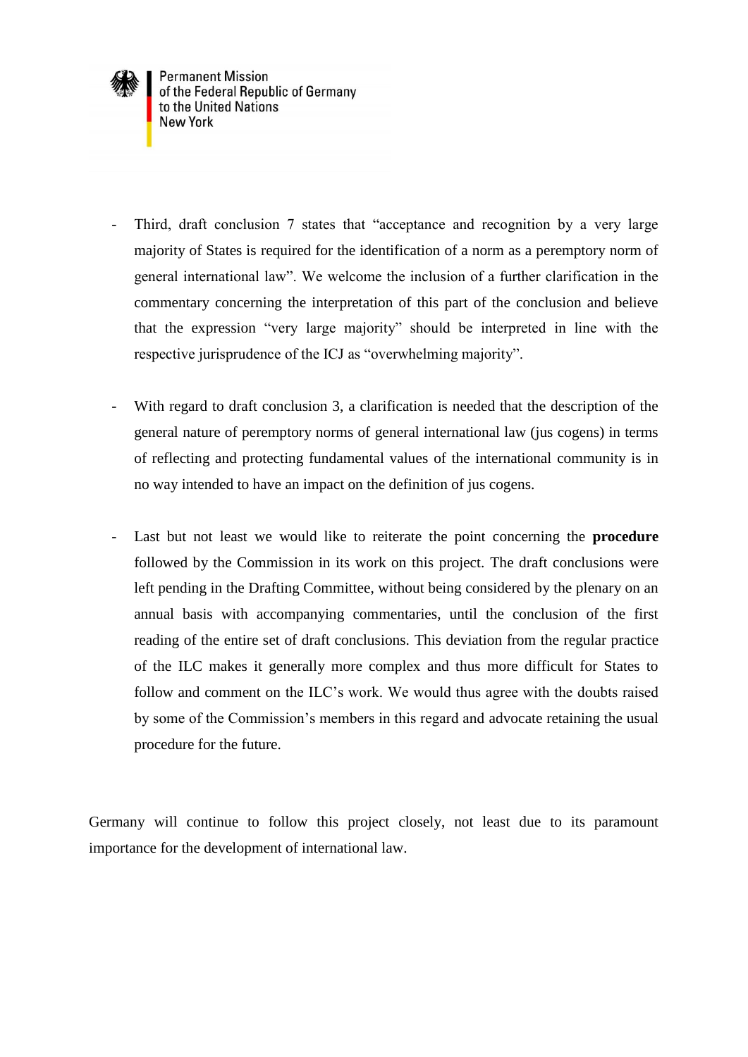- Third, draft conclusion 7 states that "acceptance and recognition by a very large majority of States is required for the identification of a norm as a peremptory norm of general international law". We welcome the inclusion of a further clarification in the commentary concerning the interpretation of this part of the conclusion and believe that the expression "very large majority" should be interpreted in line with the respective jurisprudence of the ICJ as "overwhelming majority".

- With regard to draft conclusion 3, a clarification is needed that the description of the general nature of peremptory norms of general international law (jus cogens) in terms of reflecting and protecting fundamental values of the international community is in no way intended to have an impact on the definition of jus cogens.

- Last but not least we would like to reiterate the point concerning the **procedure** followed by the Commission in its work on this project. The draft conclusions were left pending in the Drafting Committee, without being considered by the plenary on an annual basis with accompanying commentaries, until the conclusion of the first reading of the entire set of draft conclusions. This deviation from the regular practice of the ILC makes it generally more complex and thus more difficult for States to follow and comment on the ILC's work. We would thus agree with the doubts raised by some of the Commission's members in this regard and advocate retaining the usual procedure for the future.

Germany will continue to follow this project closely, not least due to its paramount importance for the development of international law.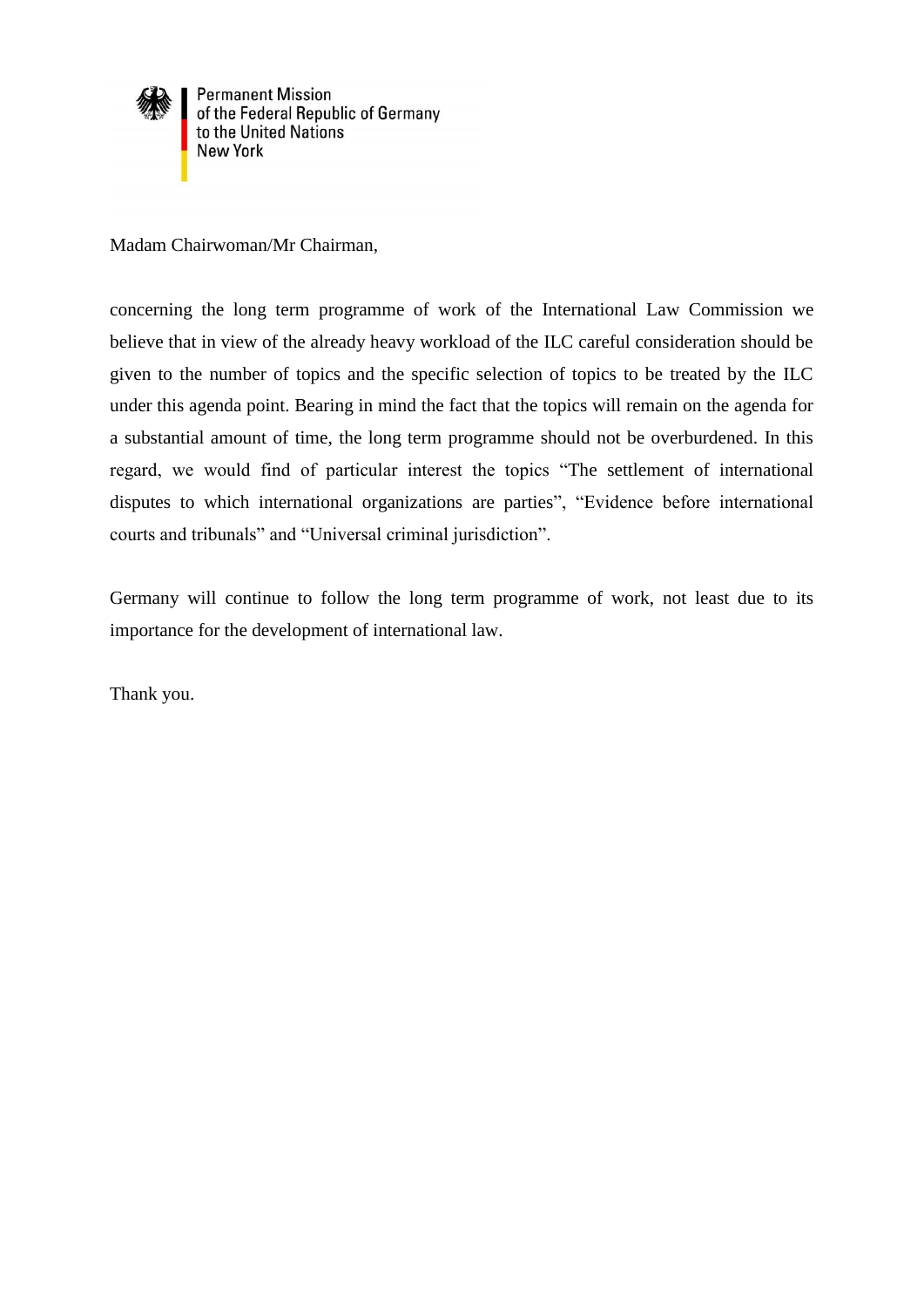Permanent Mission
of the Federal Republic of Germany
to the United Nations
New York

Madam Chairwoman/Mr Chairman,

concerning the long term programme of work of the International Law Commission we believe that in view of the already heavy workload of the ILC careful consideration should be given to the number of topics and the specific selection of topics to be treated by the ILC under this agenda point. Bearing in mind the fact that the topics will remain on the agenda for a substantial amount of time, the long term programme should not be overburdened. In this regard, we would find of particular interest the topics “The settlement of international disputes to which international organizations are parties”, “Evidence before international courts and tribunals” and “Universal criminal jurisdiction”.

Germany will continue to follow the long term programme of work, not least due to its importance for the development of international law.

Thank you.